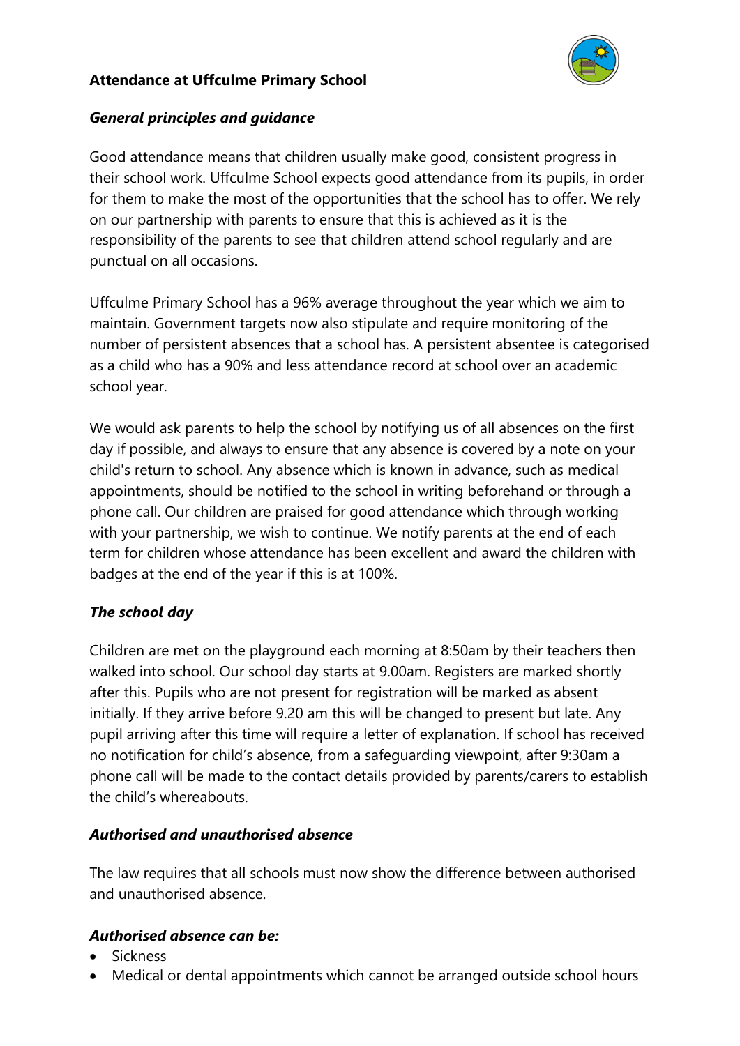# Attendance at Uffculme Primary School

## *General principles and guidance*

Good attendance means that children usually make good, consistent progress in their school work. Uffculme School expects good attendance from its pupils, in order for them to make the most of the opportunities that the school has to offer. We rely on our partnership with parents to ensure that this is achieved as it is the responsibility of the parents to see that children attend school regularly and are punctual on all occasions.

Uffculme Primary School has a 96% average throughout the year which we aim to maintain. Government targets now also stipulate and require monitoring of the number of persistent absences that a school has. A persistent absentee is categorised as a child who has a 90% and less attendance record at school over an academic school year.

We would ask parents to help the school by notifying us of all absences on the first day if possible, and always to ensure that any absence is covered by a note on your child's return to school. Any absence which is known in advance, such as medical appointments, should be notified to the school in writing beforehand or through a phone call. Our children are praised for good attendance which through working with your partnership, we wish to continue. We notify parents at the end of each term for children whose attendance has been excellent and award the children with badges at the end of the year if this is at 100%.

## *The school day*

Children are met on the playground each morning at 8:50am by their teachers then walked into school. Our school day starts at 9.00am. Registers are marked shortly after this. Pupils who are not present for registration will be marked as absent initially. If they arrive before 9.20 am this will be changed to present but late. Any pupil arriving after this time will require a letter of explanation. If school has received no notification for child's absence, from a safeguarding viewpoint, after 9:30am a phone call will be made to the contact details provided by parents/carers to establish the child's whereabouts.

## *Authorised and unauthorised absence*

The law requires that all schools must now show the difference between authorised and unauthorised absence.

### *Authorised absence can be:*

- Sickness
- Medical or dental appointments which cannot be arranged outside school hours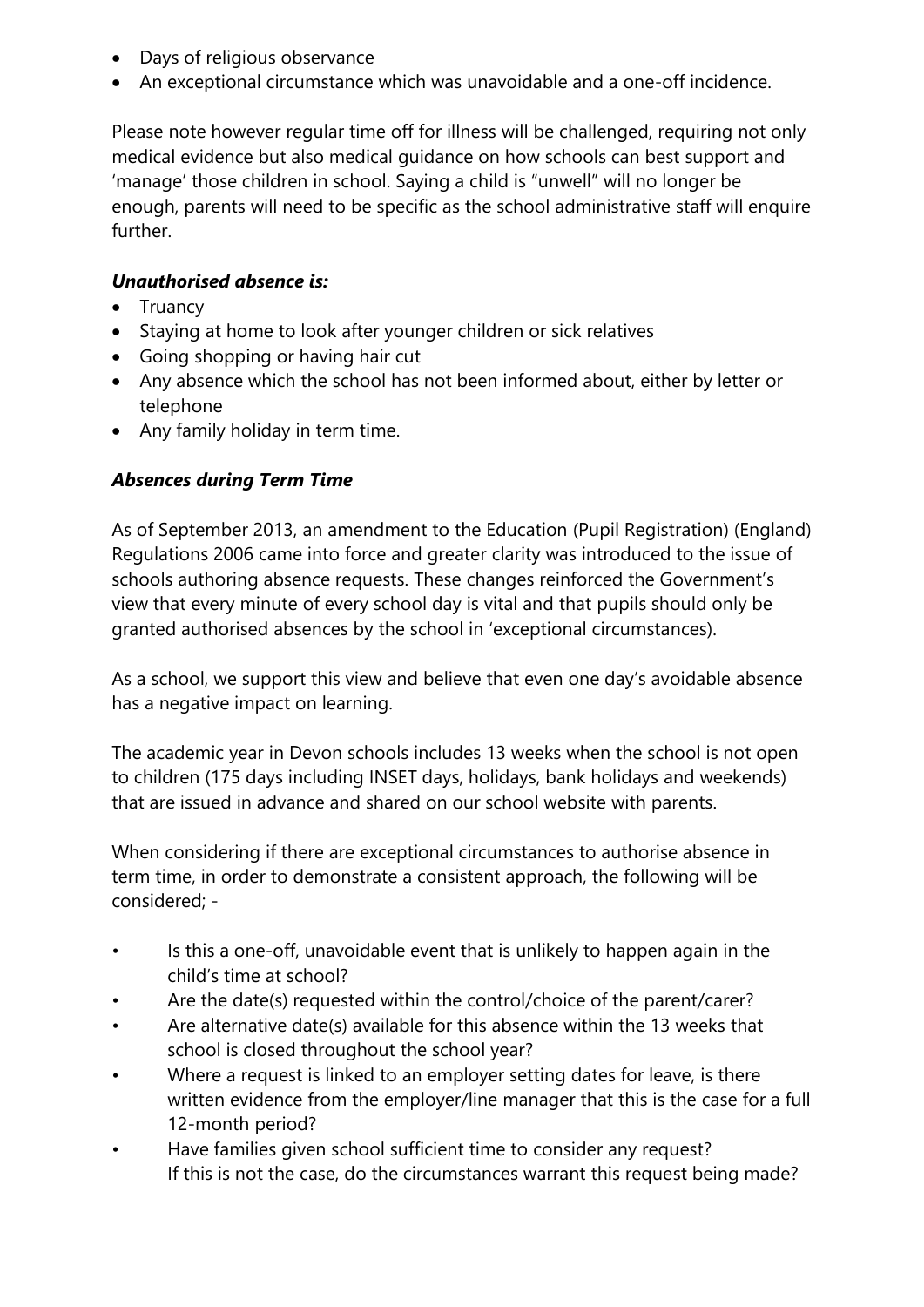- Days of religious observance
- An exceptional circumstance which was unavoidable and a one-off incidence.

Please note however regular time off for illness will be challenged, requiring not only medical evidence but also medical guidance on how schools can best support and 'manage' those children in school. Saying a child is "unwell" will no longer be enough, parents will need to be specific as the school administrative staff will enquire further.

***Unauthorised absence is:***

- Truancy
- Staying at home to look after younger children or sick relatives
- Going shopping or having hair cut
- Any absence which the school has not been informed about, either by letter or telephone
- Any family holiday in term time.

***Absences during Term Time***

As of September 2013, an amendment to the Education (Pupil Registration) (England) Regulations 2006 came into force and greater clarity was introduced to the issue of schools authoring absence requests. These changes reinforced the Government's view that every minute of every school day is vital and that pupils should only be granted authorised absences by the school in 'exceptional circumstances).

As a school, we support this view and believe that even one day's avoidable absence has a negative impact on learning.

The academic year in Devon schools includes 13 weeks when the school is not open to children (175 days including INSET days, holidays, bank holidays and weekends) that are issued in advance and shared on our school website with parents.

When considering if there are exceptional circumstances to authorise absence in term time, in order to demonstrate a consistent approach, the following will be considered; -

- Is this a one-off, unavoidable event that is unlikely to happen again in the child's time at school?
- Are the date(s) requested within the control/choice of the parent/carer?
- Are alternative date(s) available for this absence within the 13 weeks that school is closed throughout the school year?
- Where a request is linked to an employer setting dates for leave, is there written evidence from the employer/line manager that this is the case for a full 12-month period?
- Have families given school sufficient time to consider any request? If this is not the case, do the circumstances warrant this request being made?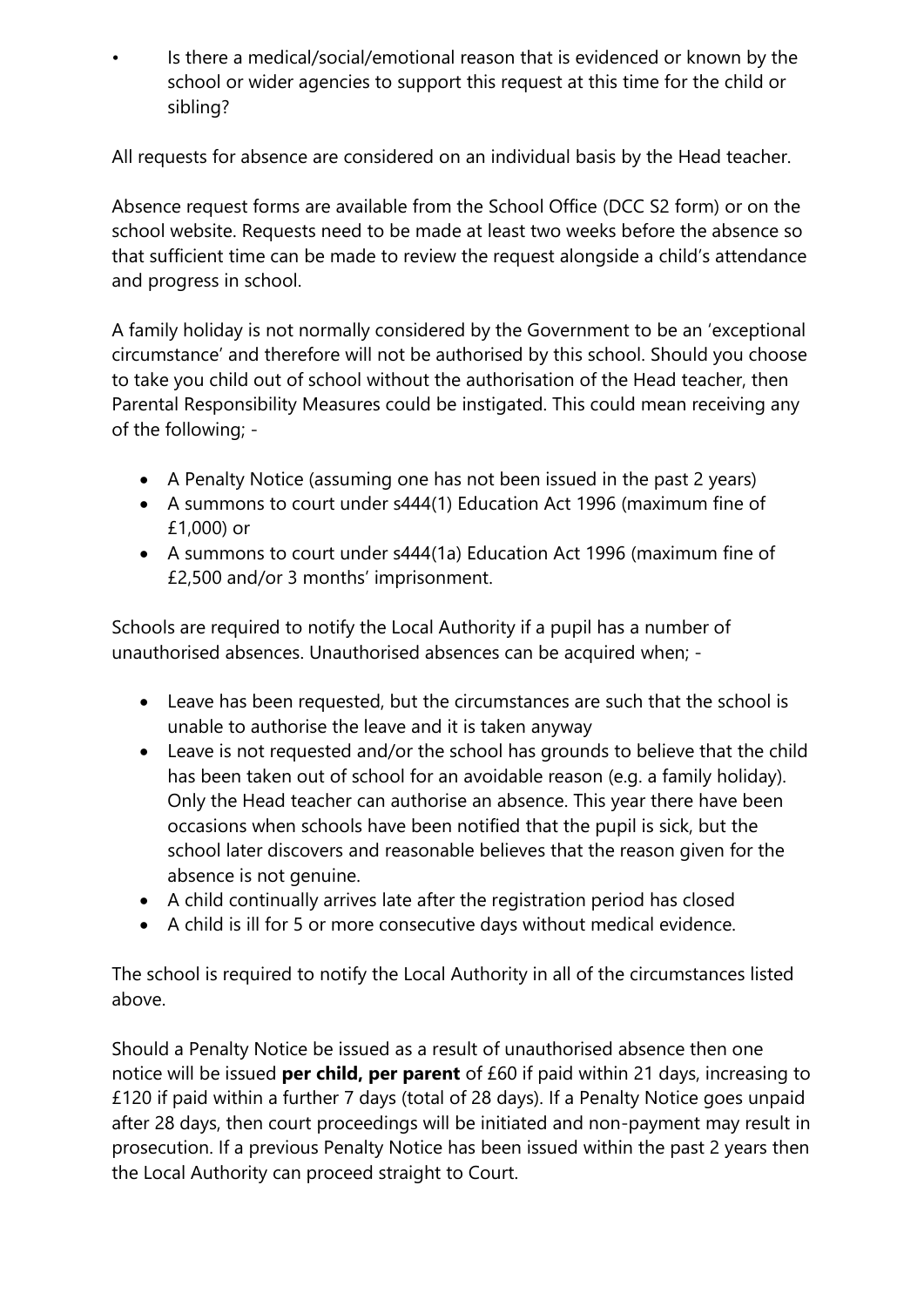- Is there a medical/social/emotional reason that is evidenced or known by the school or wider agencies to support this request at this time for the child or sibling?

All requests for absence are considered on an individual basis by the Head teacher.

Absence request forms are available from the School Office (DCC S2 form) or on the school website. Requests need to be made at least two weeks before the absence so that sufficient time can be made to review the request alongside a child's attendance and progress in school.

A family holiday is not normally considered by the Government to be an 'exceptional circumstance' and therefore will not be authorised by this school. Should you choose to take you child out of school without the authorisation of the Head teacher, then Parental Responsibility Measures could be instigated. This could mean receiving any of the following; -

- A Penalty Notice (assuming one has not been issued in the past 2 years)
- A summons to court under s444(1) Education Act 1996 (maximum fine of £1,000) or
- A summons to court under s444(1a) Education Act 1996 (maximum fine of £2,500 and/or 3 months' imprisonment.

Schools are required to notify the Local Authority if a pupil has a number of unauthorised absences. Unauthorised absences can be acquired when; -

- Leave has been requested, but the circumstances are such that the school is unable to authorise the leave and it is taken anyway
- Leave is not requested and/or the school has grounds to believe that the child has been taken out of school for an avoidable reason (e.g. a family holiday). Only the Head teacher can authorise an absence. This year there have been occasions when schools have been notified that the pupil is sick, but the school later discovers and reasonable believes that the reason given for the absence is not genuine.
- A child continually arrives late after the registration period has closed
- A child is ill for 5 or more consecutive days without medical evidence.

The school is required to notify the Local Authority in all of the circumstances listed above.

Should a Penalty Notice be issued as a result of unauthorised absence then one notice will be issued **per child, per parent** of £60 if paid within 21 days, increasing to £120 if paid within a further 7 days (total of 28 days). If a Penalty Notice goes unpaid after 28 days, then court proceedings will be initiated and non-payment may result in prosecution. If a previous Penalty Notice has been issued within the past 2 years then the Local Authority can proceed straight to Court.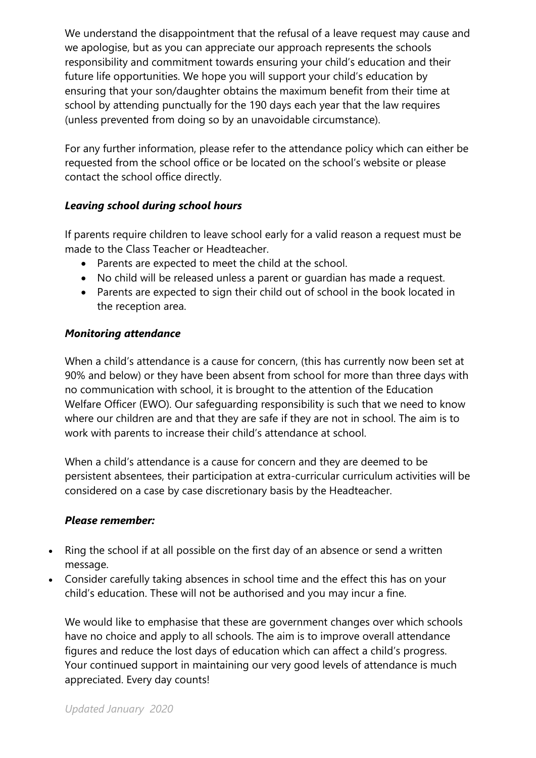We understand the disappointment that the refusal of a leave request may cause and we apologise, but as you can appreciate our approach represents the schools responsibility and commitment towards ensuring your child's education and their future life opportunities. We hope you will support your child's education by ensuring that your son/daughter obtains the maximum benefit from their time at school by attending punctually for the 190 days each year that the law requires (unless prevented from doing so by an unavoidable circumstance).

For any further information, please refer to the attendance policy which can either be requested from the school office or be located on the school's website or please contact the school office directly.

### *Leaving school during school hours*

If parents require children to leave school early for a valid reason a request must be made to the Class Teacher or Headteacher.

- Parents are expected to meet the child at the school.
- No child will be released unless a parent or guardian has made a request.
- Parents are expected to sign their child out of school in the book located in the reception area.

### *Monitoring attendance*

When a child's attendance is a cause for concern, (this has currently now been set at 90% and below) or they have been absent from school for more than three days with no communication with school, it is brought to the attention of the Education Welfare Officer (EWO). Our safeguarding responsibility is such that we need to know where our children are and that they are safe if they are not in school. The aim is to work with parents to increase their child's attendance at school.

When a child's attendance is a cause for concern and they are deemed to be persistent absentees, their participation at extra-curricular curriculum activities will be considered on a case by case discretionary basis by the Headteacher.

### *Please remember:*

- Ring the school if at all possible on the first day of an absence or send a written message.
- Consider carefully taking absences in school time and the effect this has on your child's education. These will not be authorised and you may incur a fine.

We would like to emphasise that these are government changes over which schools have no choice and apply to all schools. The aim is to improve overall attendance figures and reduce the lost days of education which can affect a child's progress. Your continued support in maintaining our very good levels of attendance is much appreciated. Every day counts!

*Updated January 2020*